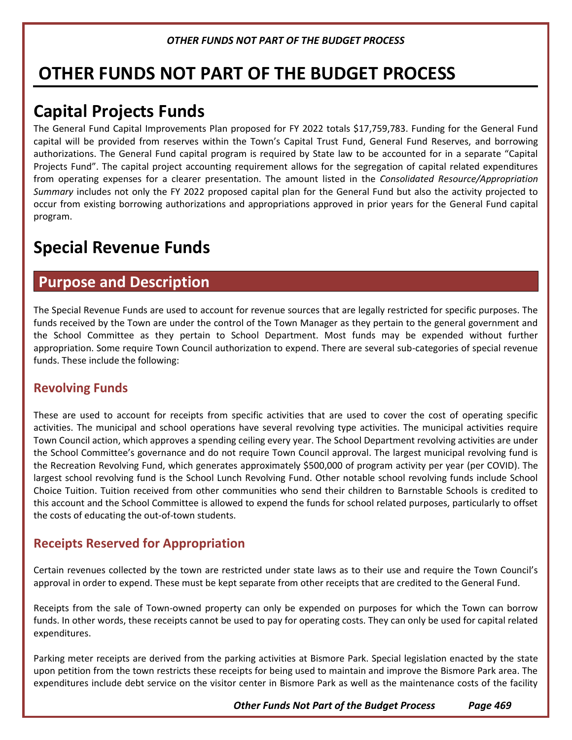# OTHER FUNDS NOT PART OF THE BUDGET PROCESS

## Capital Projects Funds

The General Fund Capital Improvements Plan proposed for FY 2022 totals $17,759,783. Funding for the General Fund capital will be provided from reserves within the Town's Capital Trust Fund, General Fund Reserves, and borrowing authorizations. The General Fund capital program is required by State law to be accounted for in a separate "Capital Projects Fund". The capital project accounting requirement allows for the segregation of capital related expenditures from operating expenses for a clearer presentation. The amount listed in the *Consolidated Resource/Appropriation Summary* includes not only the FY 2022 proposed capital plan for the General Fund but also the activity projected to occur from existing borrowing authorizations and appropriations approved in prior years for the General Fund capital program.

## Special Revenue Funds

### Purpose and Description

The Special Revenue Funds are used to account for revenue sources that are legally restricted for specific purposes. The funds received by the Town are under the control of the Town Manager as they pertain to the general government and the School Committee as they pertain to School Department. Most funds may be expended without further appropriation. Some require Town Council authorization to expend. There are several sub-categories of special revenue funds. These include the following:

#### Revolving Funds

These are used to account for receipts from specific activities that are used to cover the cost of operating specific activities. The municipal and school operations have several revolving type activities. The municipal activities require Town Council action, which approves a spending ceiling every year. The School Department revolving activities are under the School Committee's governance and do not require Town Council approval. The largest municipal revolving fund is the Recreation Revolving Fund, which generates approximately $500,000 of program activity per year (per COVID). The largest school revolving fund is the School Lunch Revolving Fund. Other notable school revolving funds include School Choice Tuition. Tuition received from other communities who send their children to Barnstable Schools is credited to this account and the School Committee is allowed to expend the funds for school related purposes, particularly to offset the costs of educating the out-of-town students.

#### Receipts Reserved for Appropriation

Certain revenues collected by the town are restricted under state laws as to their use and require the Town Council's approval in order to expend. These must be kept separate from other receipts that are credited to the General Fund.

Receipts from the sale of Town-owned property can only be expended on purposes for which the Town can borrow funds. In other words, these receipts cannot be used to pay for operating costs. They can only be used for capital related expenditures.

Parking meter receipts are derived from the parking activities at Bismore Park. Special legislation enacted by the state upon petition from the town restricts these receipts for being used to maintain and improve the Bismore Park area. The expenditures include debt service on the visitor center in Bismore Park as well as the maintenance costs of the facility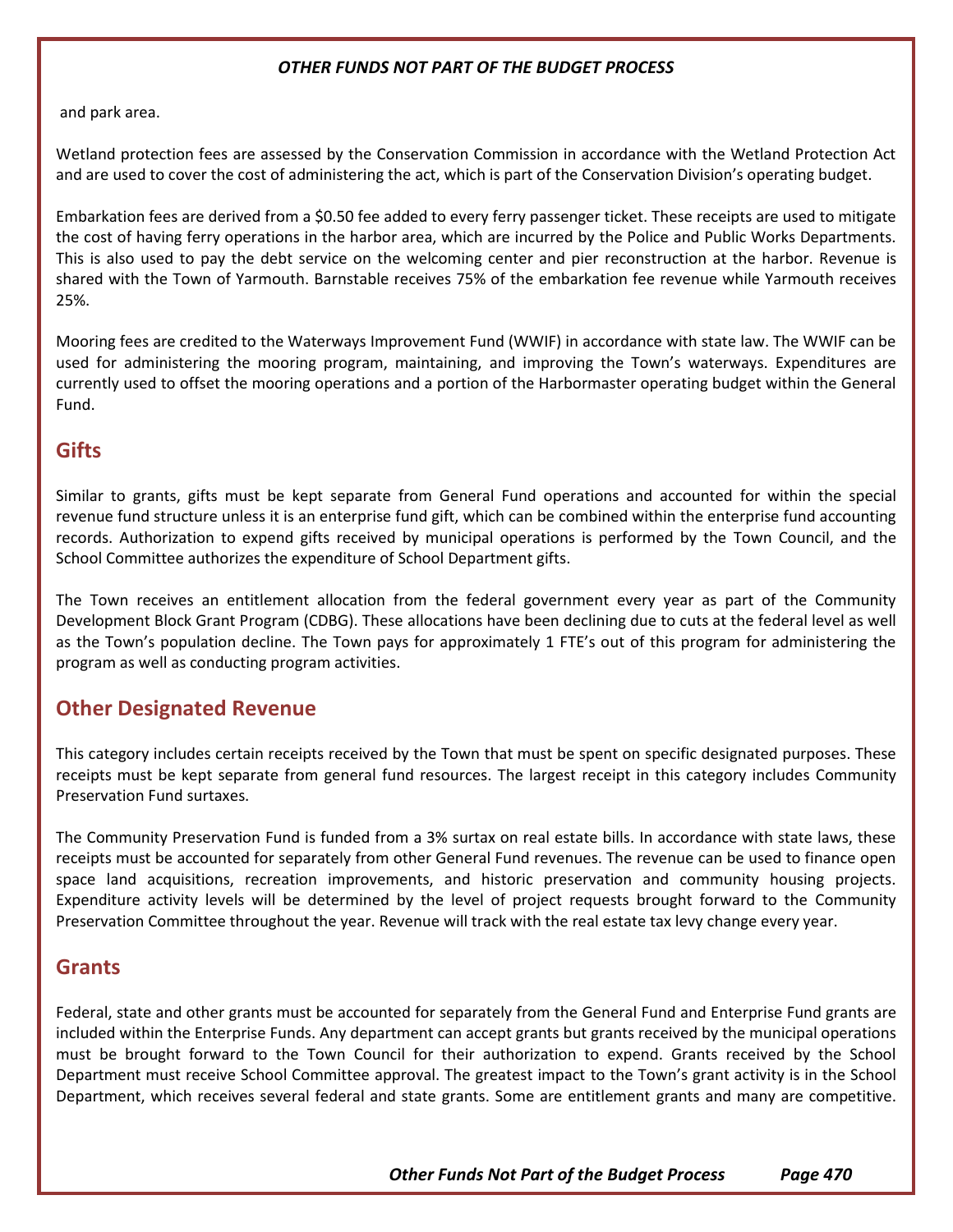and park area.

Wetland protection fees are assessed by the Conservation Commission in accordance with the Wetland Protection Act and are used to cover the cost of administering the act, which is part of the Conservation Division's operating budget.

Embarkation fees are derived from a $0.50 fee added to every ferry passenger ticket. These receipts are used to mitigate the cost of having ferry operations in the harbor area, which are incurred by the Police and Public Works Departments. This is also used to pay the debt service on the welcoming center and pier reconstruction at the harbor. Revenue is shared with the Town of Yarmouth. Barnstable receives 75% of the embarkation fee revenue while Yarmouth receives 25%.

Mooring fees are credited to the Waterways Improvement Fund (WWIF) in accordance with state law. The WWIF can be used for administering the mooring program, maintaining, and improving the Town's waterways. Expenditures are currently used to offset the mooring operations and a portion of the Harbormaster operating budget within the General Fund.

## Gifts

Similar to grants, gifts must be kept separate from General Fund operations and accounted for within the special revenue fund structure unless it is an enterprise fund gift, which can be combined within the enterprise fund accounting records. Authorization to expend gifts received by municipal operations is performed by the Town Council, and the School Committee authorizes the expenditure of School Department gifts.

The Town receives an entitlement allocation from the federal government every year as part of the Community Development Block Grant Program (CDBG). These allocations have been declining due to cuts at the federal level as well as the Town's population decline. The Town pays for approximately 1 FTE's out of this program for administering the program as well as conducting program activities.

## Other Designated Revenue

This category includes certain receipts received by the Town that must be spent on specific designated purposes. These receipts must be kept separate from general fund resources. The largest receipt in this category includes Community Preservation Fund surtaxes.

The Community Preservation Fund is funded from a 3% surtax on real estate bills. In accordance with state laws, these receipts must be accounted for separately from other General Fund revenues. The revenue can be used to finance open space land acquisitions, recreation improvements, and historic preservation and community housing projects. Expenditure activity levels will be determined by the level of project requests brought forward to the Community Preservation Committee throughout the year. Revenue will track with the real estate tax levy change every year.

## Grants

Federal, state and other grants must be accounted for separately from the General Fund and Enterprise Fund grants are included within the Enterprise Funds. Any department can accept grants but grants received by the municipal operations must be brought forward to the Town Council for their authorization to expend. Grants received by the School Department must receive School Committee approval. The greatest impact to the Town's grant activity is in the School Department, which receives several federal and state grants. Some are entitlement grants and many are competitive.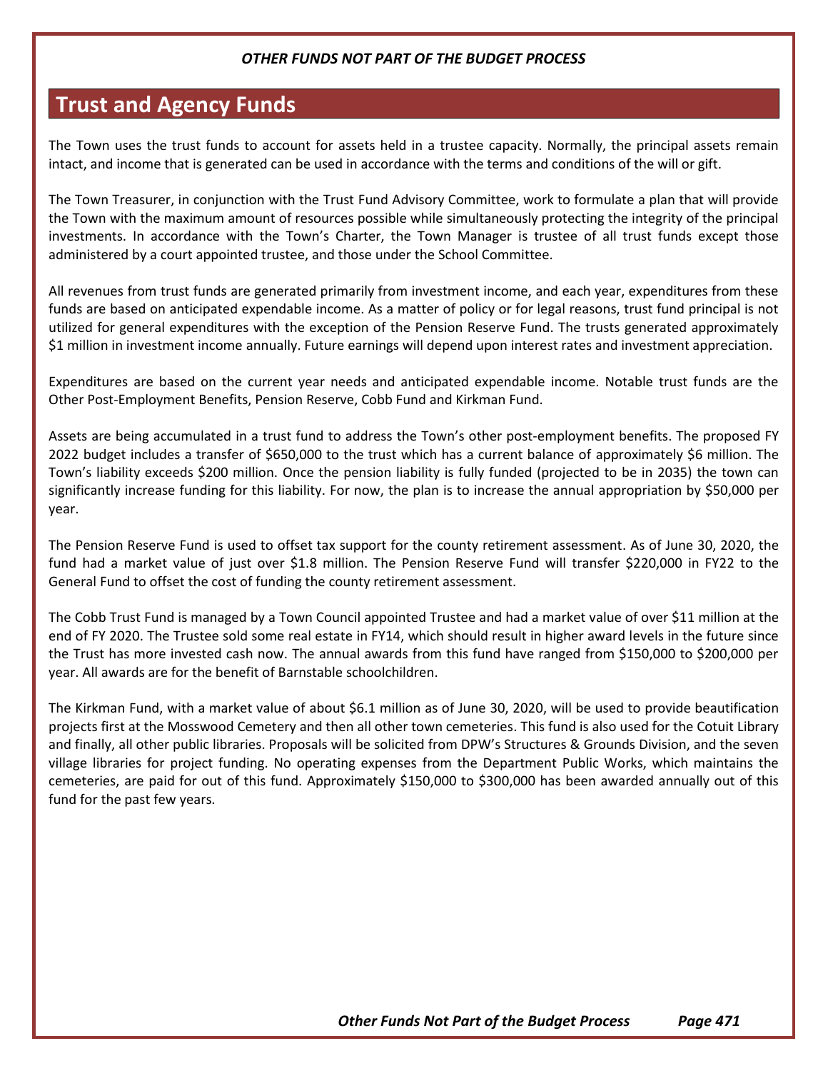*OTHER FUNDS NOT PART OF THE BUDGET PROCESS*

## Trust and Agency Funds

The Town uses the trust funds to account for assets held in a trustee capacity. Normally, the principal assets remain intact, and income that is generated can be used in accordance with the terms and conditions of the will or gift.

The Town Treasurer, in conjunction with the Trust Fund Advisory Committee, work to formulate a plan that will provide the Town with the maximum amount of resources possible while simultaneously protecting the integrity of the principal investments. In accordance with the Town's Charter, the Town Manager is trustee of all trust funds except those administered by a court appointed trustee, and those under the School Committee.

All revenues from trust funds are generated primarily from investment income, and each year, expenditures from these funds are based on anticipated expendable income. As a matter of policy or for legal reasons, trust fund principal is not utilized for general expenditures with the exception of the Pension Reserve Fund. The trusts generated approximately $1 million in investment income annually. Future earnings will depend upon interest rates and investment appreciation.

Expenditures are based on the current year needs and anticipated expendable income. Notable trust funds are the Other Post-Employment Benefits, Pension Reserve, Cobb Fund and Kirkman Fund.

Assets are being accumulated in a trust fund to address the Town's other post-employment benefits. The proposed FY 2022 budget includes a transfer of $650,000 to the trust which has a current balance of approximately $6 million. The Town's liability exceeds $200 million. Once the pension liability is fully funded (projected to be in 2035) the town can significantly increase funding for this liability. For now, the plan is to increase the annual appropriation by $50,000 per year.

The Pension Reserve Fund is used to offset tax support for the county retirement assessment. As of June 30, 2020, the fund had a market value of just over $1.8 million. The Pension Reserve Fund will transfer $220,000 in FY22 to the General Fund to offset the cost of funding the county retirement assessment.

The Cobb Trust Fund is managed by a Town Council appointed Trustee and had a market value of over $11 million at the end of FY 2020. The Trustee sold some real estate in FY14, which should result in higher award levels in the future since the Trust has more invested cash now. The annual awards from this fund have ranged from $150,000 to $200,000 per year. All awards are for the benefit of Barnstable schoolchildren.

The Kirkman Fund, with a market value of about $6.1 million as of June 30, 2020, will be used to provide beautification projects first at the Mosswood Cemetery and then all other town cemeteries. This fund is also used for the Cotuit Library and finally, all other public libraries. Proposals will be solicited from DPW's Structures & Grounds Division, and the seven village libraries for project funding. No operating expenses from the Department Public Works, which maintains the cemeteries, are paid for out of this fund. Approximately $150,000 to $300,000 has been awarded annually out of this fund for the past few years.